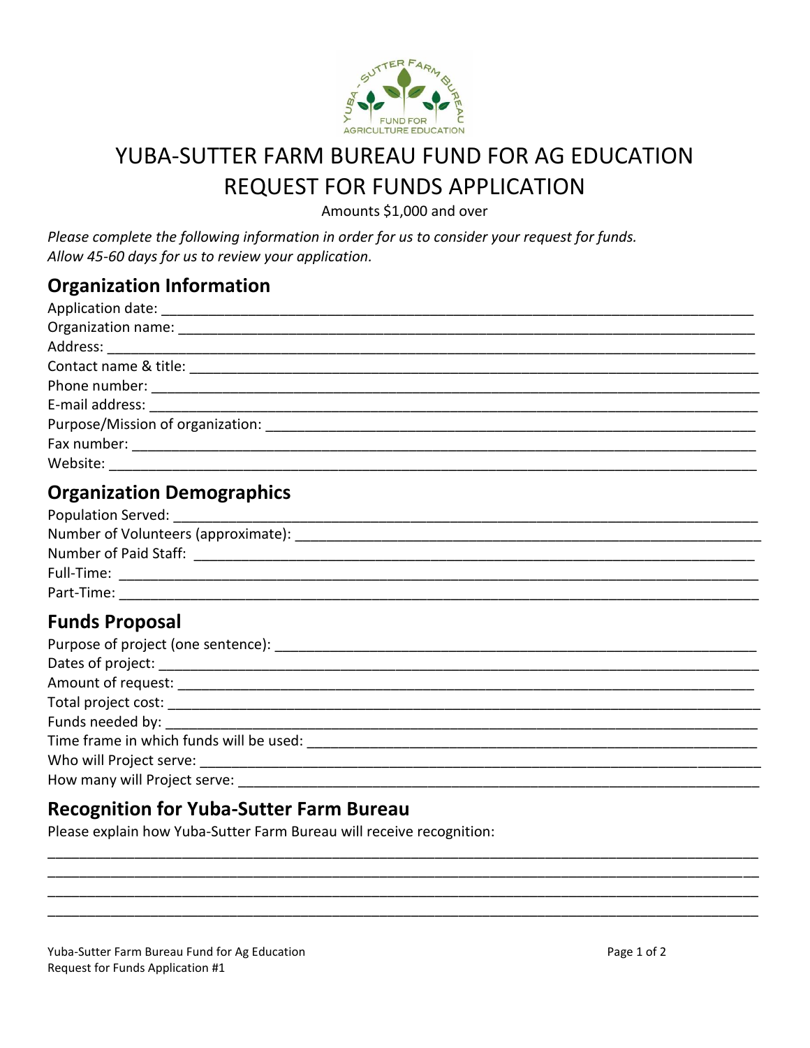# YUBA-SUTTER FARM BUREAU FUND FOR AG EDUCATION
# REQUEST FOR FUNDS APPLICATION

Amounts $1,000 and over

*Please complete the following information in order for us to consider your request for funds.*
*Allow 45-60 days for us to review your application.*

## Organization Information

Application date: ___________________________________________________________________________

Organization name: _________________________________________________________________________

Address: _______________________________________________________________________________

Contact name & title: _______________________________________________________________________

Phone number: ___________________________________________________________________________

E-mail address: ___________________________________________________________________________

Purpose/Mission of organization: ______________________________________________________________

Fax number: _____________________________________________________________________________

Website: ________________________________________________________________________________

## Organization Demographics

Population Served: _________________________________________________________________________

Number of Volunteers (approximate): ___________________________________________________________

Number of Paid Staff: _______________________________________________________________________

Full-Time: _______________________________________________________________________________

Part-Time: _______________________________________________________________________________

## Funds Proposal

Purpose of project (one sentence): _____________________________________________________________

Dates of project: ___________________________________________________________________________

Amount of request: _________________________________________________________________________

Total project cost: __________________________________________________________________________

Funds needed by: __________________________________________________________________________

Time frame in which funds will be used: __________________________________________________________

Who will Project serve: ______________________________________________________________________

How many will Project serve: _________________________________________________________________

## Recognition for Yuba-Sutter Farm Bureau

Please explain how Yuba-Sutter Farm Bureau will receive recognition:

_____________________________________________________________________________________________

_____________________________________________________________________________________________

_____________________________________________________________________________________________

_____________________________________________________________________________________________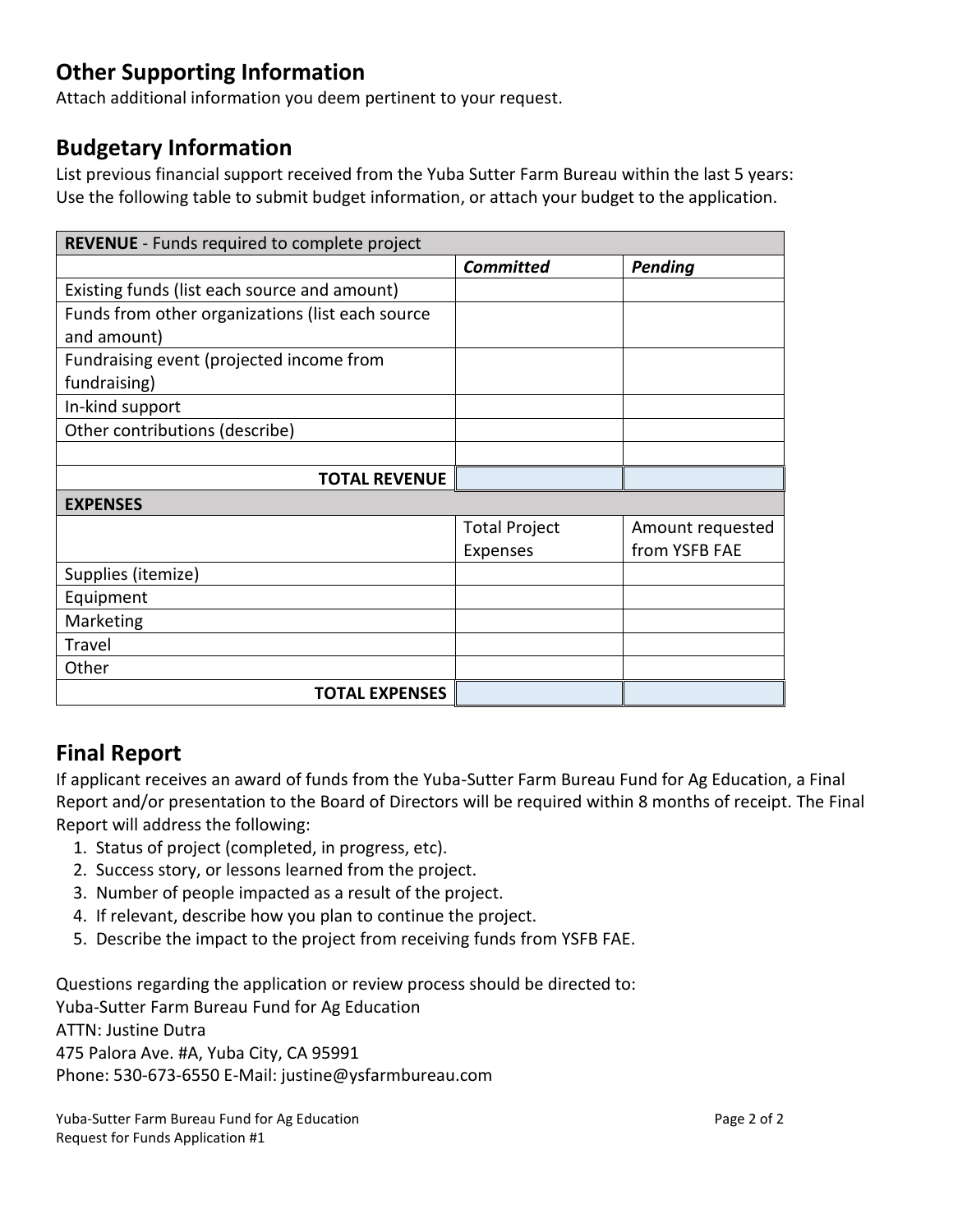## Other Supporting Information

Attach additional information you deem pertinent to your request.

## Budgetary Information

List previous financial support received from the Yuba Sutter Farm Bureau within the last 5 years:
Use the following table to submit budget information, or attach your budget to the application.

| **REVENUE** - Funds required to complete project | | |
|---|---|---|
| | ***Committed*** | ***Pending*** |
| Existing funds (list each source and amount) | | |
| Funds from other organizations (list each source and amount) | | |
| Fundraising event (projected income from fundraising) | | |
| In-kind support | | |
| Other contributions (describe) | | |
| | | |
| **TOTAL REVENUE** | | |
| **EXPENSES** | | |
| | Total Project Expenses | Amount requested from YSFB FAE |
| Supplies (itemize) | | |
| Equipment | | |
| Marketing | | |
| Travel | | |
| Other | | |
| **TOTAL EXPENSES** | | |

## Final Report

If applicant receives an award of funds from the Yuba-Sutter Farm Bureau Fund for Ag Education, a Final Report and/or presentation to the Board of Directors will be required within 8 months of receipt. The Final Report will address the following:

1. Status of project (completed, in progress, etc).
2. Success story, or lessons learned from the project.
3. Number of people impacted as a result of the project.
4. If relevant, describe how you plan to continue the project.
5. Describe the impact to the project from receiving funds from YSFB FAE.

Questions regarding the application or review process should be directed to:
Yuba-Sutter Farm Bureau Fund for Ag Education
ATTN: Justine Dutra
475 Palora Ave. #A, Yuba City, CA 95991
Phone: 530-673-6550 E-Mail: justine@ysfarmbureau.com